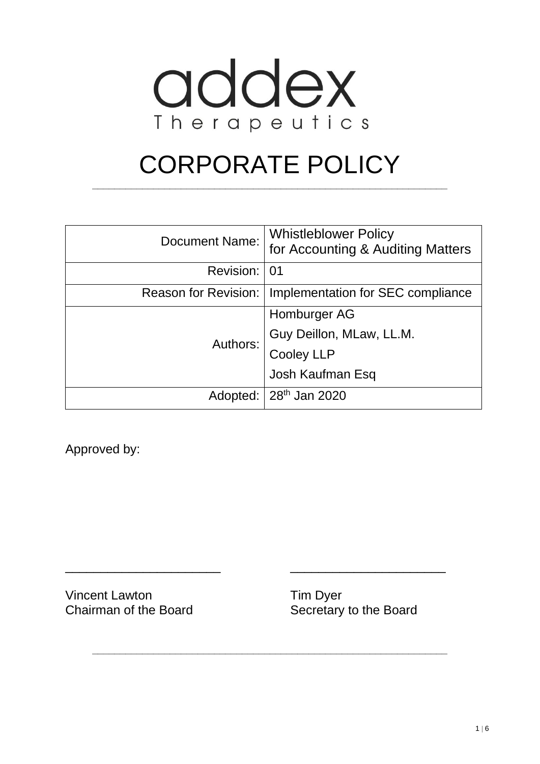addex
Therapeutics

# CORPORATE POLICY

| Document Name: | Whistleblower Policy for Accounting & Auditing Matters |
|---|---|
| Revision: | 01 |
| Reason for Revision: | Implementation for SEC compliance |
| Authors: | Homburger AG<br>Guy Deillon, MLaw, LL.M.<br>Cooley LLP<br>Josh Kaufman Esq |
| Adopted: | 28th Jan 2020 |

Approved by:

______________________ ______________________

Vincent Lawton
Chairman of the Board

Tim Dyer
Secretary to the Board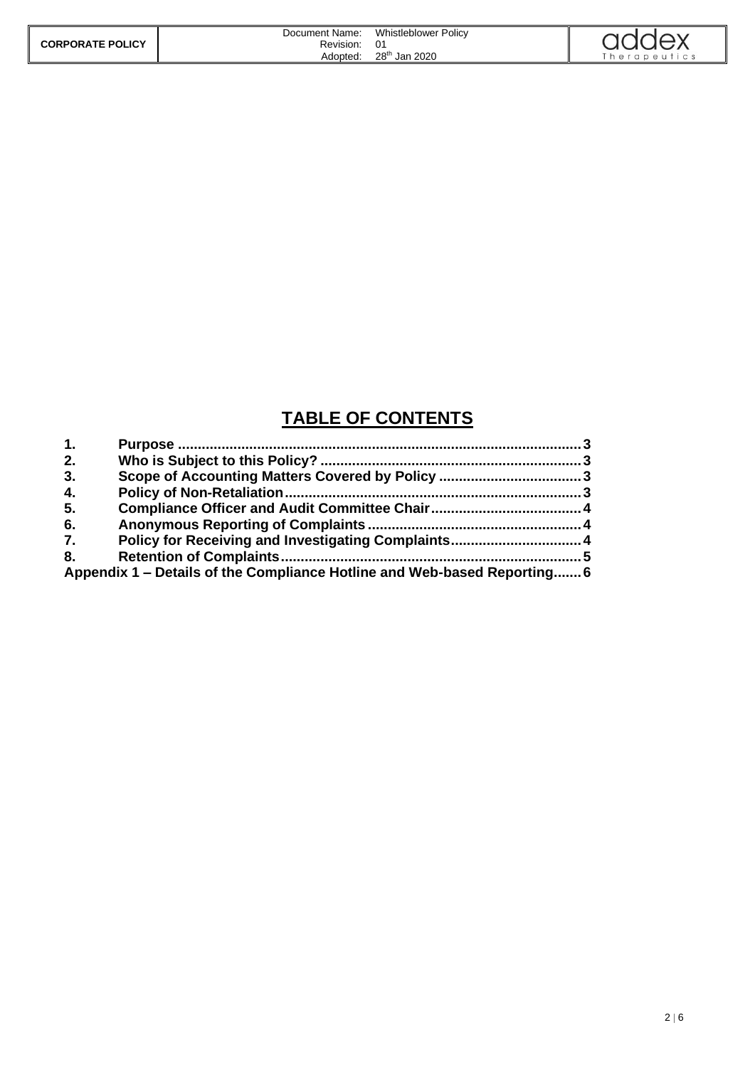# TABLE OF CONTENTS

1. Purpose ..... 3
2. Who is Subject to this Policy? ..... 3
3. Scope of Accounting Matters Covered by Policy ..... 3
4. Policy of Non-Retaliation ..... 3
5. Compliance Officer and Audit Committee Chair ..... 4
6. Anonymous Reporting of Complaints ..... 4
7. Policy for Receiving and Investigating Complaints ..... 4
8. Retention of Complaints ..... 5

Appendix 1 – Details of the Compliance Hotline and Web-based Reporting ..... 6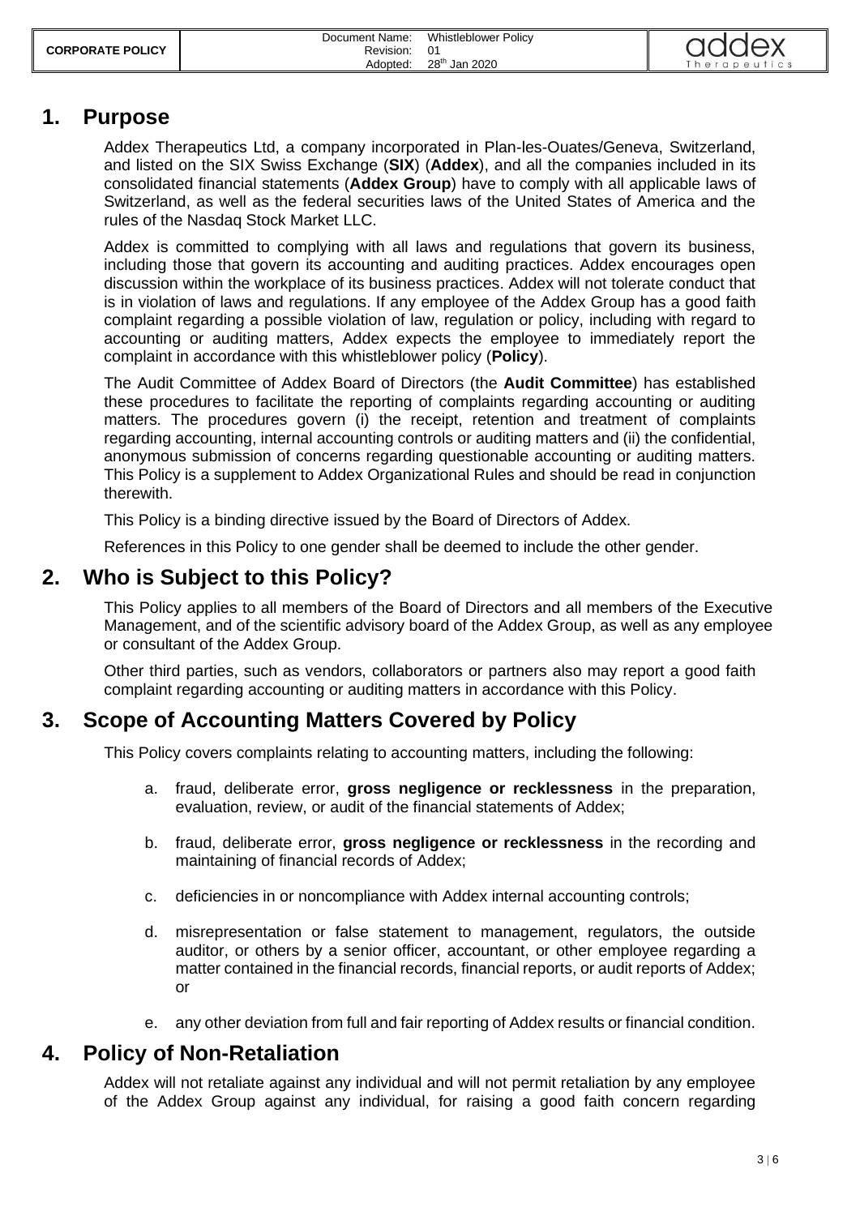## 1. Purpose

Addex Therapeutics Ltd, a company incorporated in Plan-les-Ouates/Geneva, Switzerland, and listed on the SIX Swiss Exchange (**SIX**) (**Addex**), and all the companies included in its consolidated financial statements (**Addex Group**) have to comply with all applicable laws of Switzerland, as well as the federal securities laws of the United States of America and the rules of the Nasdaq Stock Market LLC.

Addex is committed to complying with all laws and regulations that govern its business, including those that govern its accounting and auditing practices. Addex encourages open discussion within the workplace of its business practices. Addex will not tolerate conduct that is in violation of laws and regulations. If any employee of the Addex Group has a good faith complaint regarding a possible violation of law, regulation or policy, including with regard to accounting or auditing matters, Addex expects the employee to immediately report the complaint in accordance with this whistleblower policy (**Policy**).

The Audit Committee of Addex Board of Directors (the **Audit Committee**) has established these procedures to facilitate the reporting of complaints regarding accounting or auditing matters. The procedures govern (i) the receipt, retention and treatment of complaints regarding accounting, internal accounting controls or auditing matters and (ii) the confidential, anonymous submission of concerns regarding questionable accounting or auditing matters. This Policy is a supplement to Addex Organizational Rules and should be read in conjunction therewith.

This Policy is a binding directive issued by the Board of Directors of Addex.

References in this Policy to one gender shall be deemed to include the other gender.

## 2. Who is Subject to this Policy?

This Policy applies to all members of the Board of Directors and all members of the Executive Management, and of the scientific advisory board of the Addex Group, as well as any employee or consultant of the Addex Group.

Other third parties, such as vendors, collaborators or partners also may report a good faith complaint regarding accounting or auditing matters in accordance with this Policy.

## 3. Scope of Accounting Matters Covered by Policy

This Policy covers complaints relating to accounting matters, including the following:

a. fraud, deliberate error, **gross negligence or recklessness** in the preparation, evaluation, review, or audit of the financial statements of Addex;

b. fraud, deliberate error, **gross negligence or recklessness** in the recording and maintaining of financial records of Addex;

c. deficiencies in or noncompliance with Addex internal accounting controls;

d. misrepresentation or false statement to management, regulators, the outside auditor, or others by a senior officer, accountant, or other employee regarding a matter contained in the financial records, financial reports, or audit reports of Addex; or

e. any other deviation from full and fair reporting of Addex results or financial condition.

## 4. Policy of Non-Retaliation

Addex will not retaliate against any individual and will not permit retaliation by any employee of the Addex Group against any individual, for raising a good faith concern regarding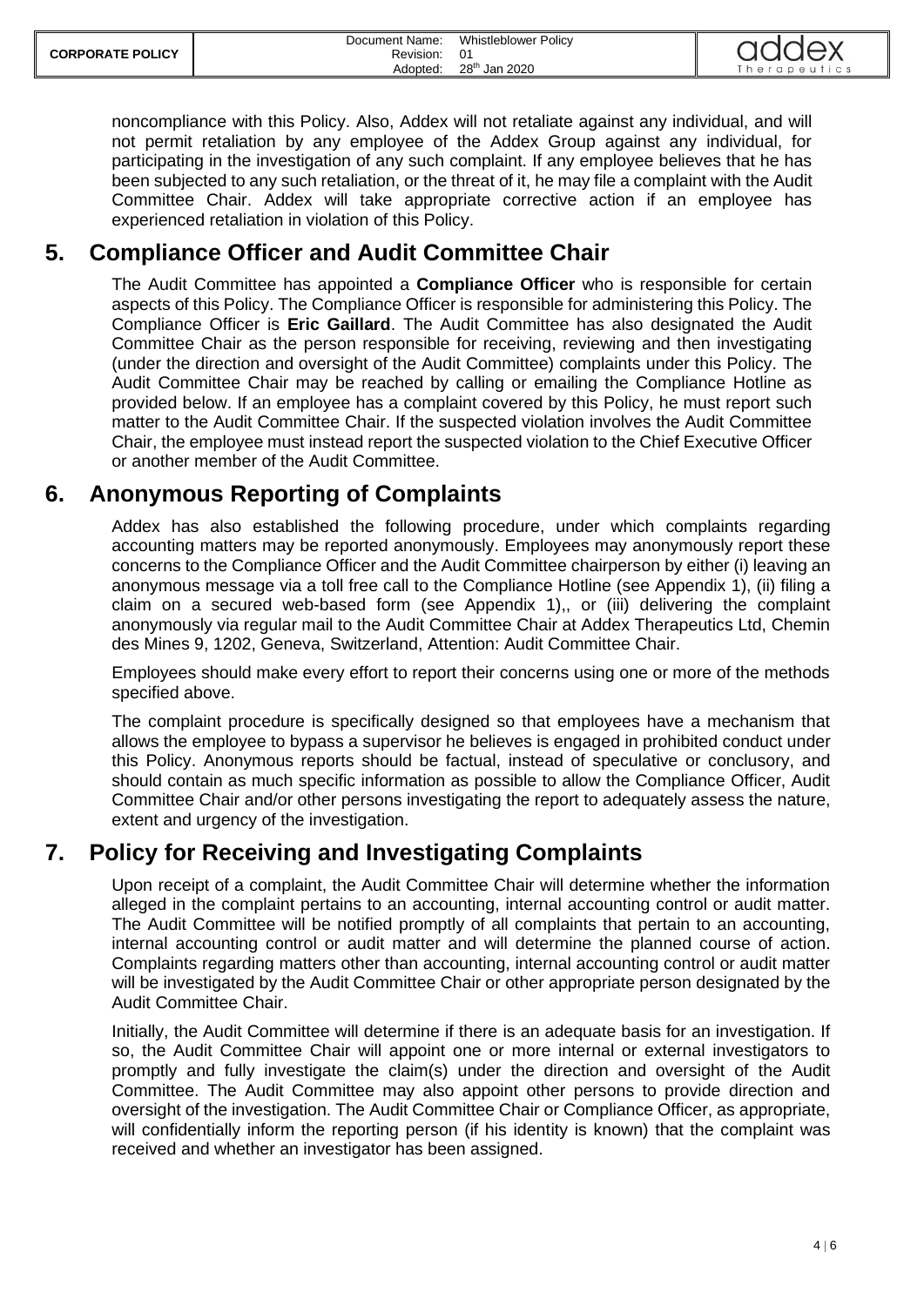noncompliance with this Policy. Also, Addex will not retaliate against any individual, and will not permit retaliation by any employee of the Addex Group against any individual, for participating in the investigation of any such complaint. If any employee believes that he has been subjected to any such retaliation, or the threat of it, he may file a complaint with the Audit Committee Chair. Addex will take appropriate corrective action if an employee has experienced retaliation in violation of this Policy.

## 5. Compliance Officer and Audit Committee Chair

The Audit Committee has appointed a **Compliance Officer** who is responsible for certain aspects of this Policy. The Compliance Officer is responsible for administering this Policy. The Compliance Officer is **Eric Gaillard**. The Audit Committee has also designated the Audit Committee Chair as the person responsible for receiving, reviewing and then investigating (under the direction and oversight of the Audit Committee) complaints under this Policy. The Audit Committee Chair may be reached by calling or emailing the Compliance Hotline as provided below. If an employee has a complaint covered by this Policy, he must report such matter to the Audit Committee Chair. If the suspected violation involves the Audit Committee Chair, the employee must instead report the suspected violation to the Chief Executive Officer or another member of the Audit Committee.

## 6. Anonymous Reporting of Complaints

Addex has also established the following procedure, under which complaints regarding accounting matters may be reported anonymously. Employees may anonymously report these concerns to the Compliance Officer and the Audit Committee chairperson by either (i) leaving an anonymous message via a toll free call to the Compliance Hotline (see Appendix 1), (ii) filing a claim on a secured web-based form (see Appendix 1),, or (iii) delivering the complaint anonymously via regular mail to the Audit Committee Chair at Addex Therapeutics Ltd, Chemin des Mines 9, 1202, Geneva, Switzerland, Attention: Audit Committee Chair.

Employees should make every effort to report their concerns using one or more of the methods specified above.

The complaint procedure is specifically designed so that employees have a mechanism that allows the employee to bypass a supervisor he believes is engaged in prohibited conduct under this Policy. Anonymous reports should be factual, instead of speculative or conclusory, and should contain as much specific information as possible to allow the Compliance Officer, Audit Committee Chair and/or other persons investigating the report to adequately assess the nature, extent and urgency of the investigation.

## 7. Policy for Receiving and Investigating Complaints

Upon receipt of a complaint, the Audit Committee Chair will determine whether the information alleged in the complaint pertains to an accounting, internal accounting control or audit matter. The Audit Committee will be notified promptly of all complaints that pertain to an accounting, internal accounting control or audit matter and will determine the planned course of action. Complaints regarding matters other than accounting, internal accounting control or audit matter will be investigated by the Audit Committee Chair or other appropriate person designated by the Audit Committee Chair.

Initially, the Audit Committee will determine if there is an adequate basis for an investigation. If so, the Audit Committee Chair will appoint one or more internal or external investigators to promptly and fully investigate the claim(s) under the direction and oversight of the Audit Committee. The Audit Committee may also appoint other persons to provide direction and oversight of the investigation. The Audit Committee Chair or Compliance Officer, as appropriate, will confidentially inform the reporting person (if his identity is known) that the complaint was received and whether an investigator has been assigned.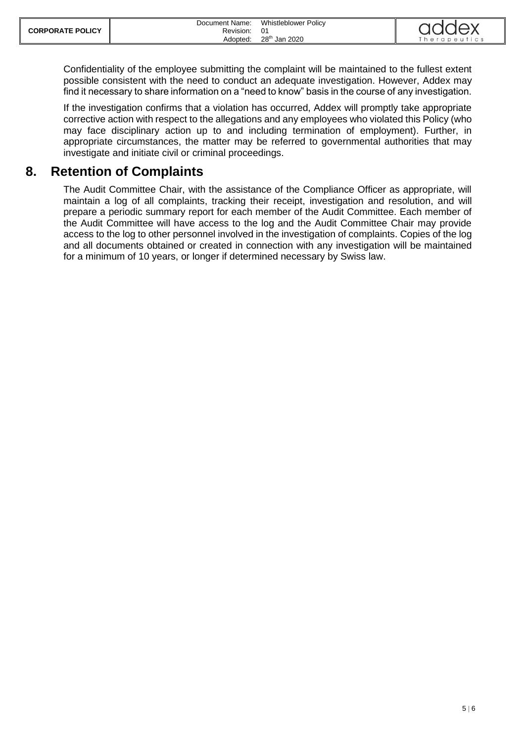Confidentiality of the employee submitting the complaint will be maintained to the fullest extent possible consistent with the need to conduct an adequate investigation. However, Addex may find it necessary to share information on a "need to know" basis in the course of any investigation.

If the investigation confirms that a violation has occurred, Addex will promptly take appropriate corrective action with respect to the allegations and any employees who violated this Policy (who may face disciplinary action up to and including termination of employment). Further, in appropriate circumstances, the matter may be referred to governmental authorities that may investigate and initiate civil or criminal proceedings.

## 8. Retention of Complaints

The Audit Committee Chair, with the assistance of the Compliance Officer as appropriate, will maintain a log of all complaints, tracking their receipt, investigation and resolution, and will prepare a periodic summary report for each member of the Audit Committee. Each member of the Audit Committee will have access to the log and the Audit Committee Chair may provide access to the log to other personnel involved in the investigation of complaints. Copies of the log and all documents obtained or created in connection with any investigation will be maintained for a minimum of 10 years, or longer if determined necessary by Swiss law.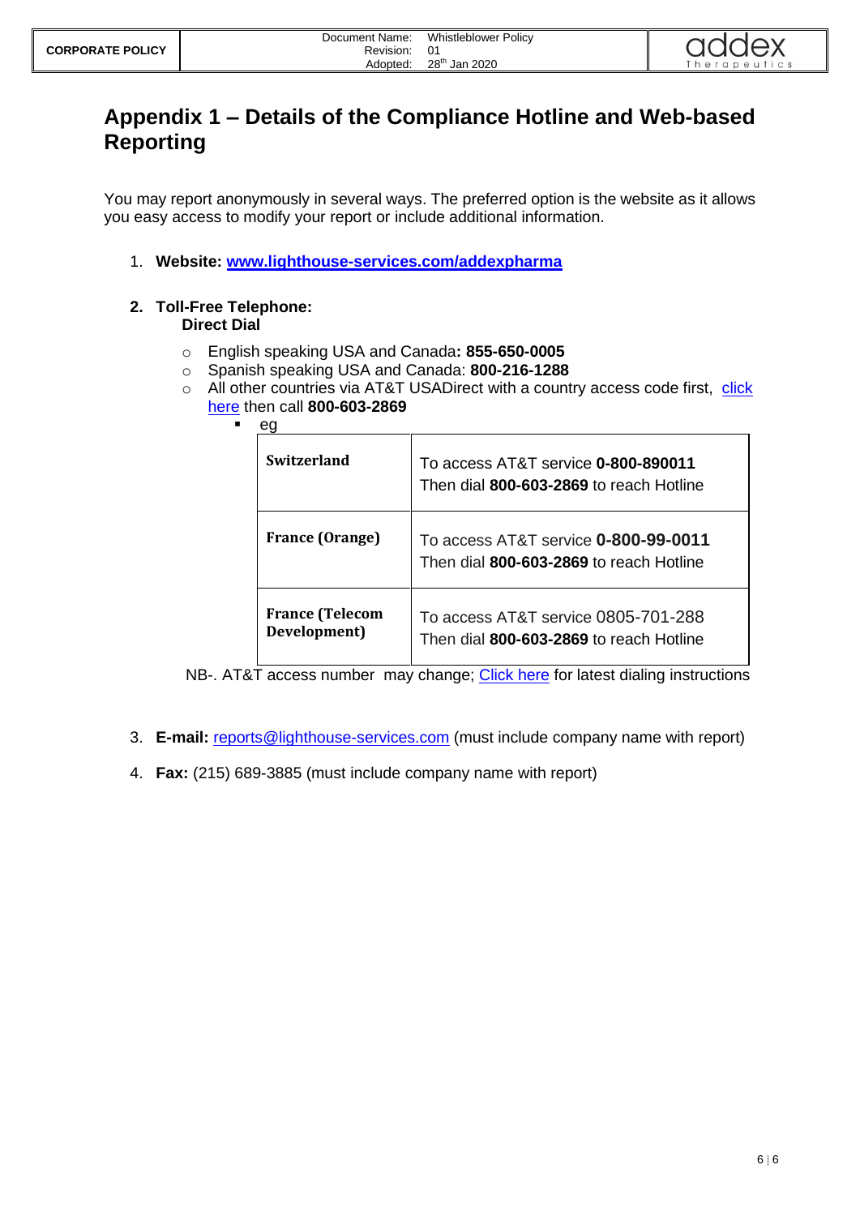## Appendix 1 – Details of the Compliance Hotline and Web-based Reporting

You may report anonymously in several ways. The preferred option is the website as it allows you easy access to modify your report or include additional information.

1. **Website: [www.lighthouse-services.com/addexpharma](www.lighthouse-services.com/addexpharma)**

2. **Toll-Free Telephone:**
   **Direct Dial**
   - English speaking USA and Canada**: 855-650-0005**
   - Spanish speaking USA and Canada: **800-216-1288**
   - All other countries via AT&T USADirect with a country access code first, click here then call **800-603-2869**
     - eg

| | |
|---|---|
| **Switzerland** | To access AT&T service **0-800-890011**<br>Then dial **800-603-2869** to reach Hotline |
| **France (Orange)** | To access AT&T service **0-800-99-0011**<br>Then dial **800-603-2869** to reach Hotline |
| **France (Telecom Development)** | To access AT&T service 0805-701-288<br>Then dial **800-603-2869** to reach Hotline |

NB-. AT&T access number may change; Click here for latest dialing instructions

3. **E-mail:** reports@lighthouse-services.com (must include company name with report)

4. **Fax:** (215) 689-3885 (must include company name with report)